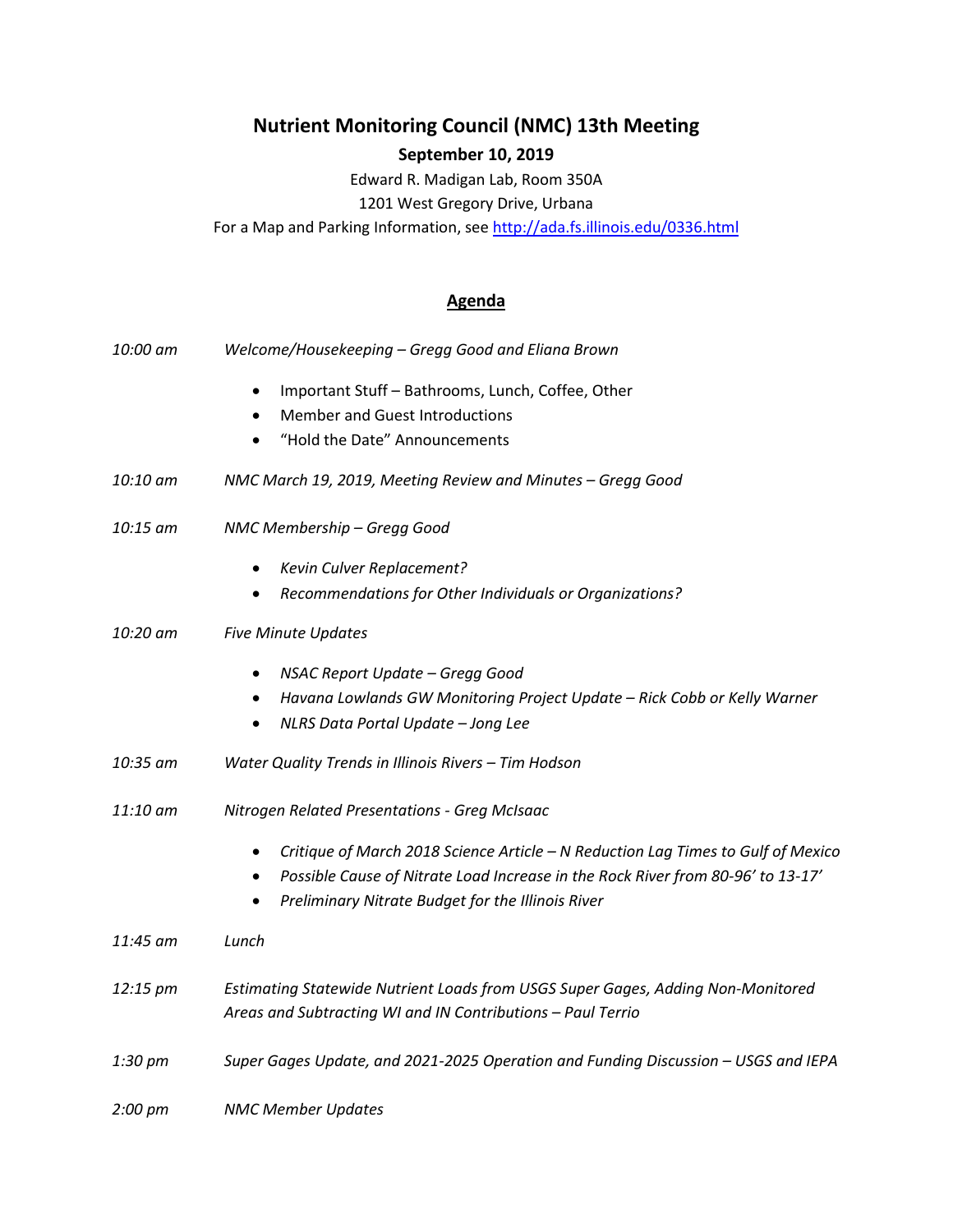# Nutrient Monitoring Council (NMC) 13th Meeting

**September 10, 2019**

Edward R. Madigan Lab, Room 350A

1201 West Gregory Drive, Urbana

For a Map and Parking Information, see [http://ada.fs.illinois.edu/0336.html](http://ada.fs.illinois.edu/0336.html)

## Agenda

*10:00 am* *Welcome/Housekeeping – Gregg Good and Eliana Brown*

- Important Stuff – Bathrooms, Lunch, Coffee, Other
- Member and Guest Introductions
- "Hold the Date" Announcements

*10:10 am* *NMC March 19, 2019, Meeting Review and Minutes – Gregg Good*

*10:15 am* *NMC Membership – Gregg Good*

- *Kevin Culver Replacement?*
- *Recommendations for Other Individuals or Organizations?*

*10:20 am* *Five Minute Updates*

- *NSAC Report Update – Gregg Good*
- *Havana Lowlands GW Monitoring Project Update – Rick Cobb or Kelly Warner*
- *NLRS Data Portal Update – Jong Lee*

*10:35 am* *Water Quality Trends in Illinois Rivers – Tim Hodson*

*11:10 am* *Nitrogen Related Presentations - Greg McIsaac*

- *Critique of March 2018 Science Article – N Reduction Lag Times to Gulf of Mexico*
- *Possible Cause of Nitrate Load Increase in the Rock River from 80-96' to 13-17'*
- *Preliminary Nitrate Budget for the Illinois River*

*11:45 am* *Lunch*

*12:15 pm* *Estimating Statewide Nutrient Loads from USGS Super Gages, Adding Non-Monitored Areas and Subtracting WI and IN Contributions – Paul Terrio*

*1:30 pm* *Super Gages Update, and 2021-2025 Operation and Funding Discussion – USGS and IEPA*

*2:00 pm* *NMC Member Updates*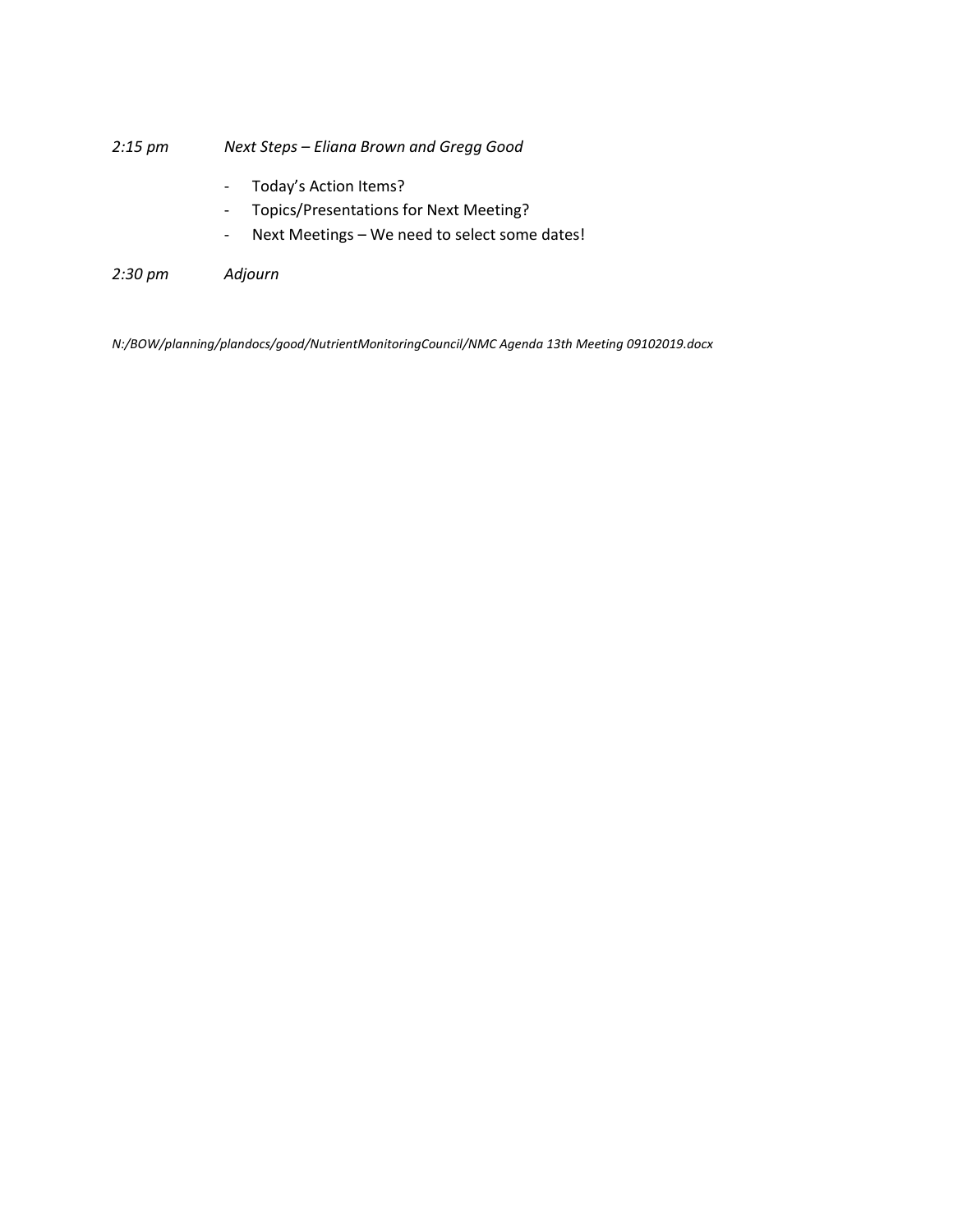*2:15 pm* *Next Steps – Eliana Brown and Gregg Good*

- Today's Action Items?
- Topics/Presentations for Next Meeting?
- Next Meetings – We need to select some dates!

*2:30 pm* *Adjourn*

*N:/BOW/planning/plandocs/good/NutrientMonitoringCouncil/NMC Agenda 13th Meeting 09102019.docx*